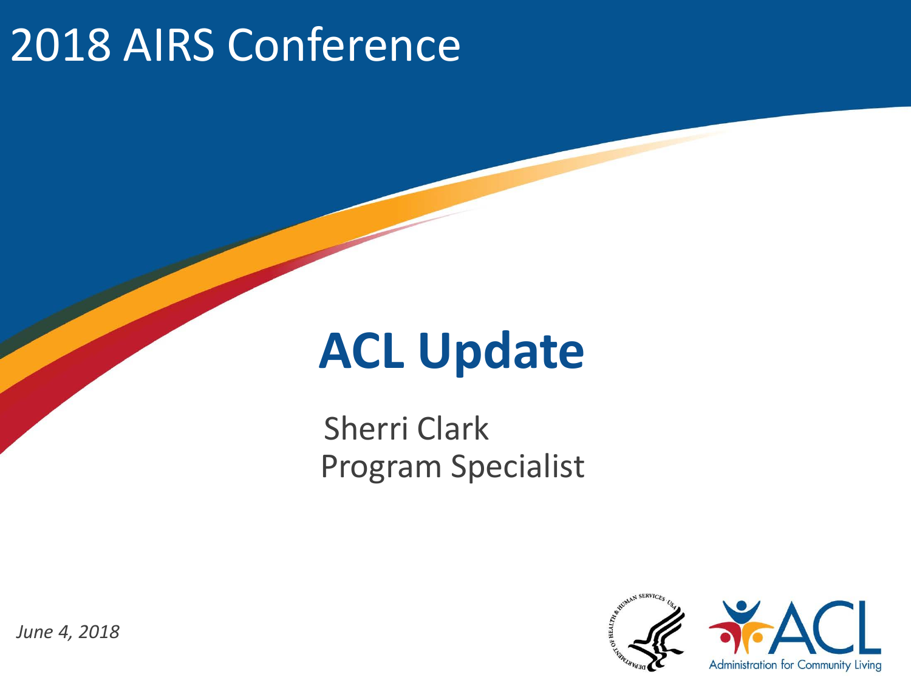# 2018 AIRS Conference

## ACL Update

Sherri Clark
Program Specialist

*June 4, 2018*

Administration for Community Living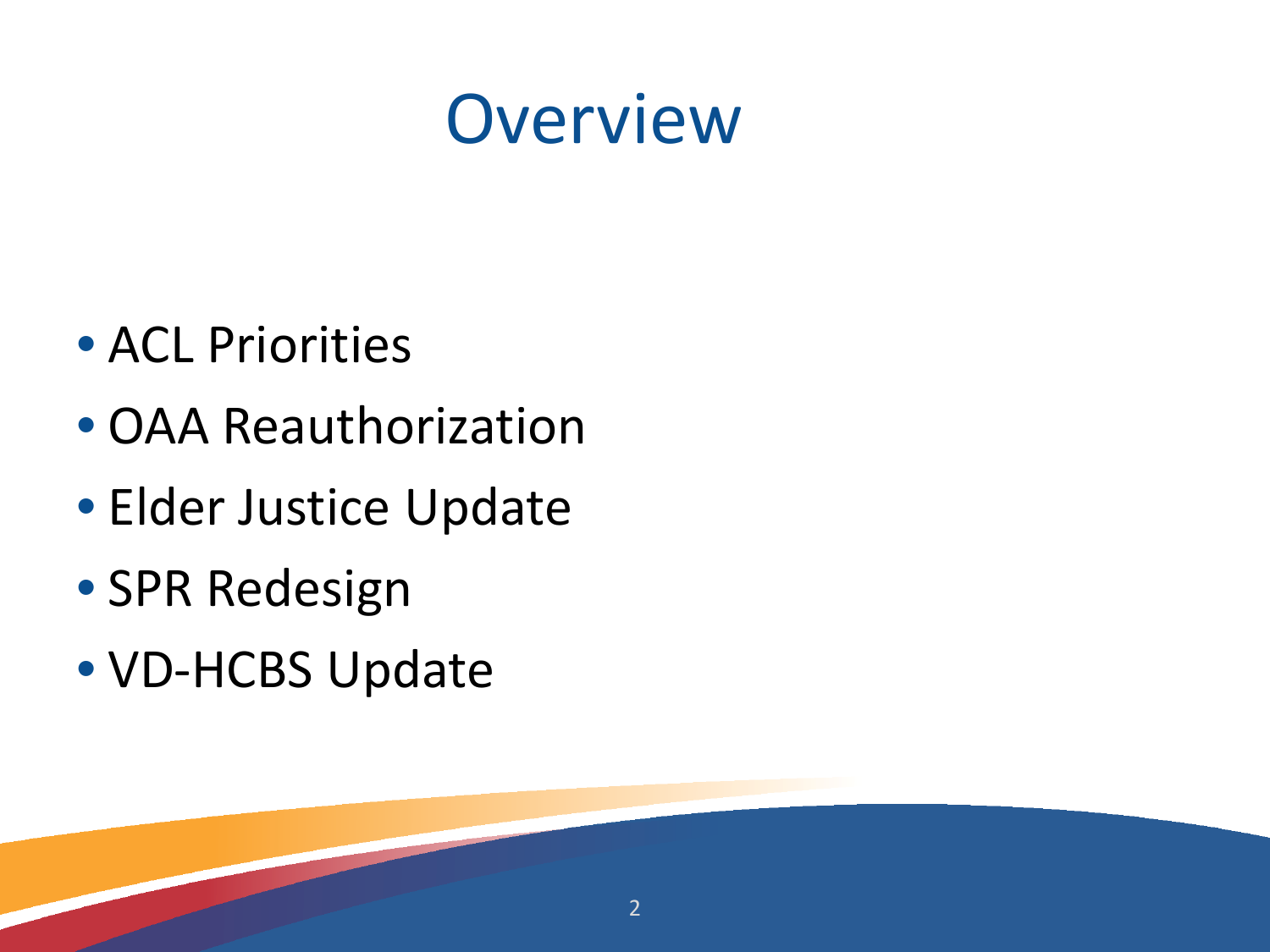# Overview

- ACL Priorities
- OAA Reauthorization
- Elder Justice Update
- SPR Redesign
- VD-HCBS Update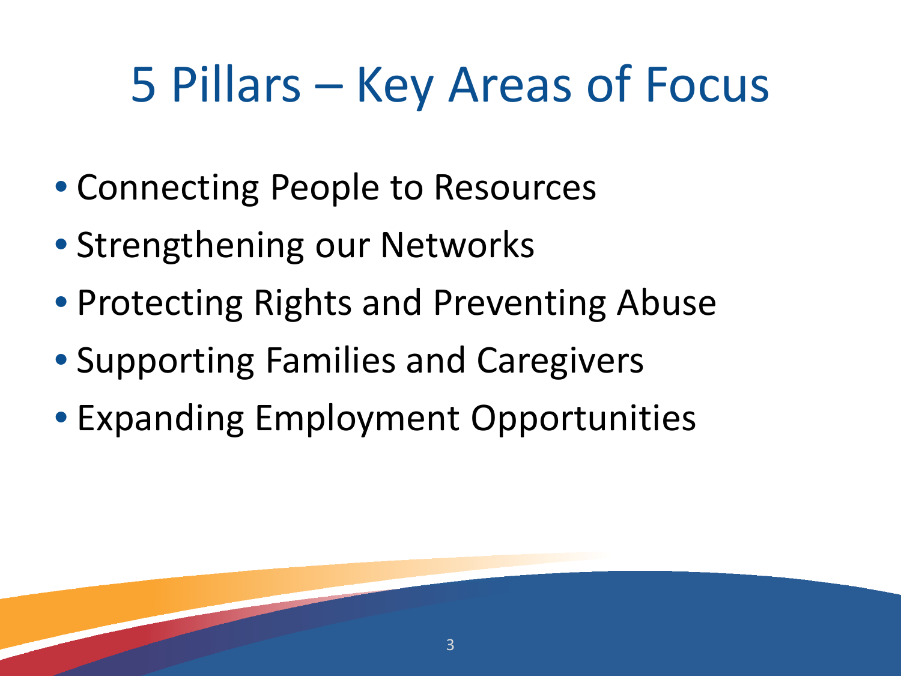# 5 Pillars – Key Areas of Focus

- Connecting People to Resources
- Strengthening our Networks
- Protecting Rights and Preventing Abuse
- Supporting Families and Caregivers
- Expanding Employment Opportunities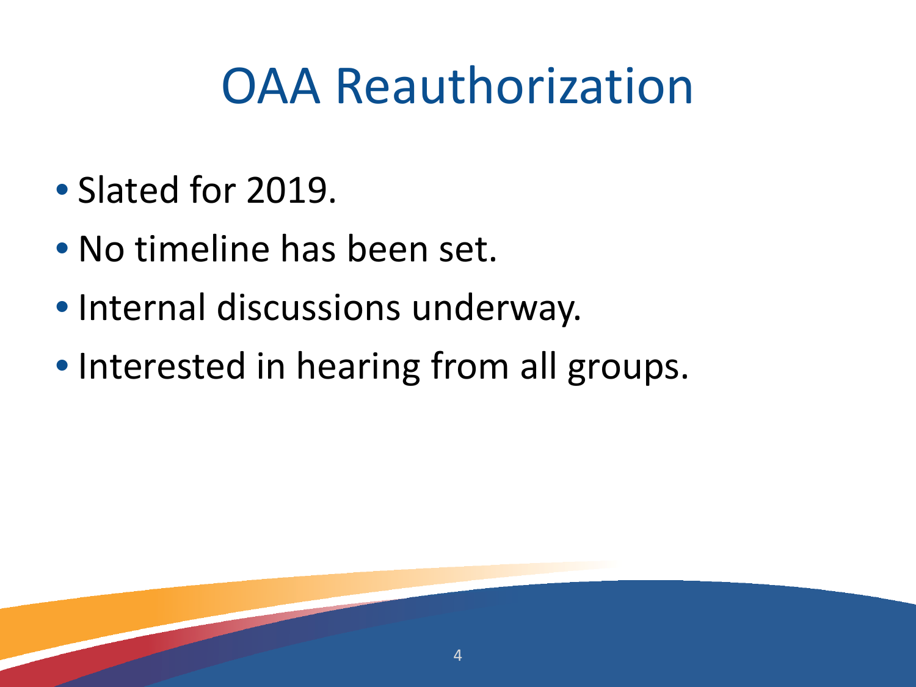# OAA Reauthorization

- Slated for 2019.
- No timeline has been set.
- Internal discussions underway.
- Interested in hearing from all groups.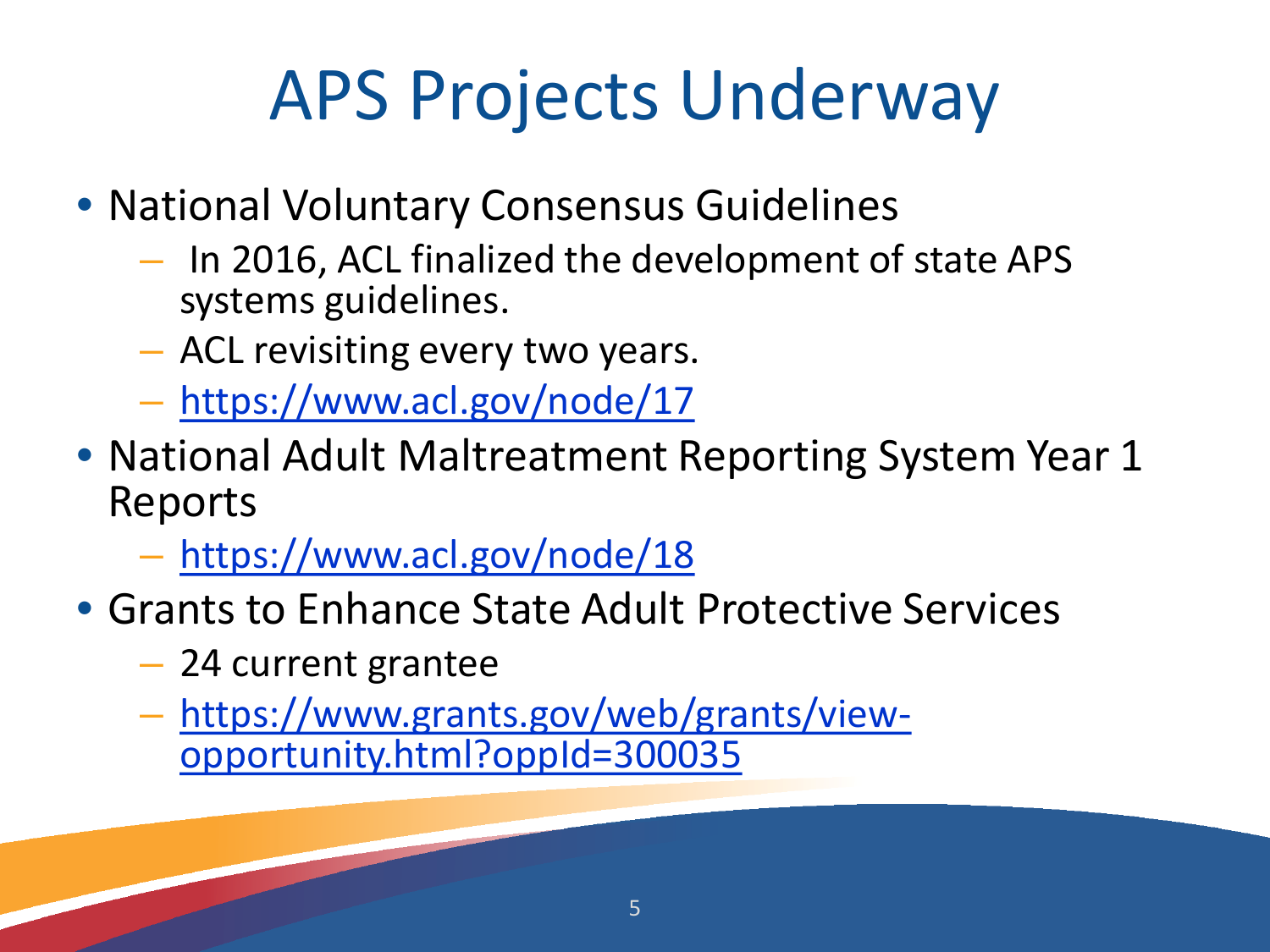# APS Projects Underway

- National Voluntary Consensus Guidelines
  - In 2016, ACL finalized the development of state APS systems guidelines.
  - ACL revisiting every two years.
  - https://www.acl.gov/node/17
- National Adult Maltreatment Reporting System Year 1 Reports
  - https://www.acl.gov/node/18
- Grants to Enhance State Adult Protective Services
  - 24 current grantee
  - https://www.grants.gov/web/grants/view-opportunity.html?oppId=300035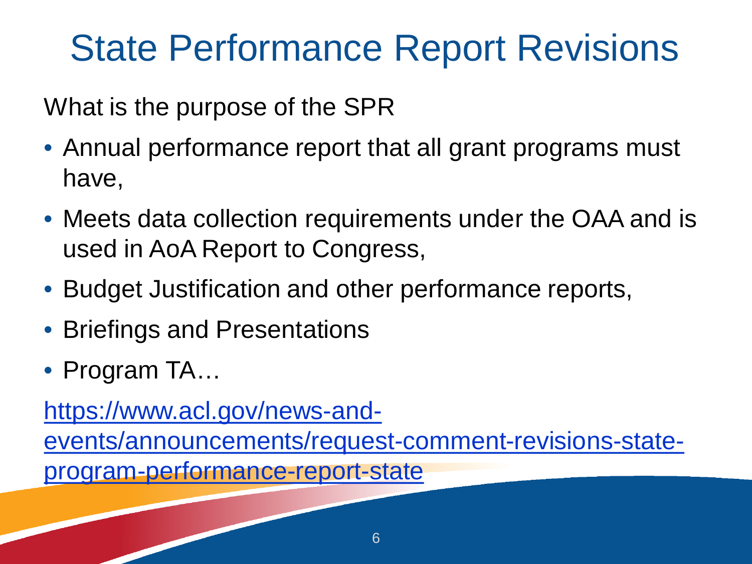# State Performance Report Revisions

What is the purpose of the SPR

- Annual performance report that all grant programs must have,
- Meets data collection requirements under the OAA and is used in AoA Report to Congress,
- Budget Justification and other performance reports,
- Briefings and Presentations
- Program TA…

https://www.acl.gov/news-and-events/announcements/request-comment-revisions-state-program-performance-report-state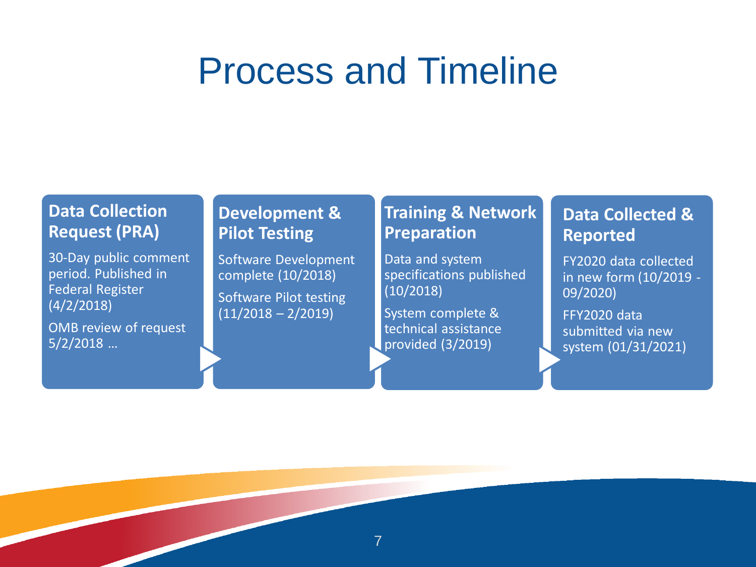# Process and Timeline

## Data Collection Request (PRA)

30-Day public comment period. Published in Federal Register (4/2/2018)

OMB review of request 5/2/2018 …

## Development & Pilot Testing

Software Development complete (10/2018)

Software Pilot testing (11/2018 – 2/2019)

## Training & Network Preparation

Data and system specifications published (10/2018)

System complete & technical assistance provided (3/2019)

## Data Collected & Reported

FY2020 data collected in new form (10/2019 - 09/2020)

FFY2020 data submitted via new system (01/31/2021)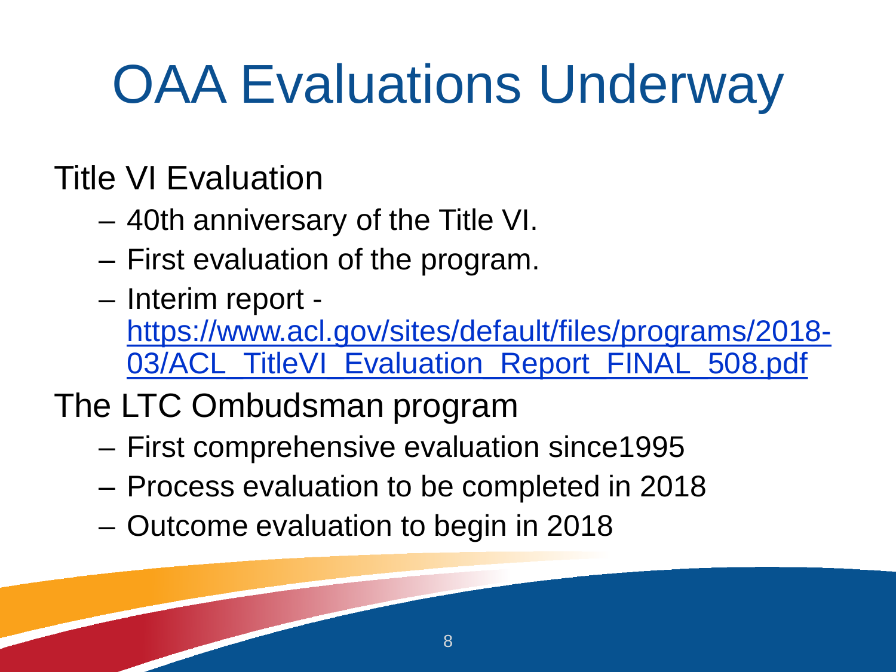# OAA Evaluations Underway

Title VI Evaluation

- 40th anniversary of the Title VI.
- First evaluation of the program.
- Interim report - https://www.acl.gov/sites/default/files/programs/2018-03/ACL_TitleVI_Evaluation_Report_FINAL_508.pdf

The LTC Ombudsman program

- First comprehensive evaluation since1995
- Process evaluation to be completed in 2018
- Outcome evaluation to begin in 2018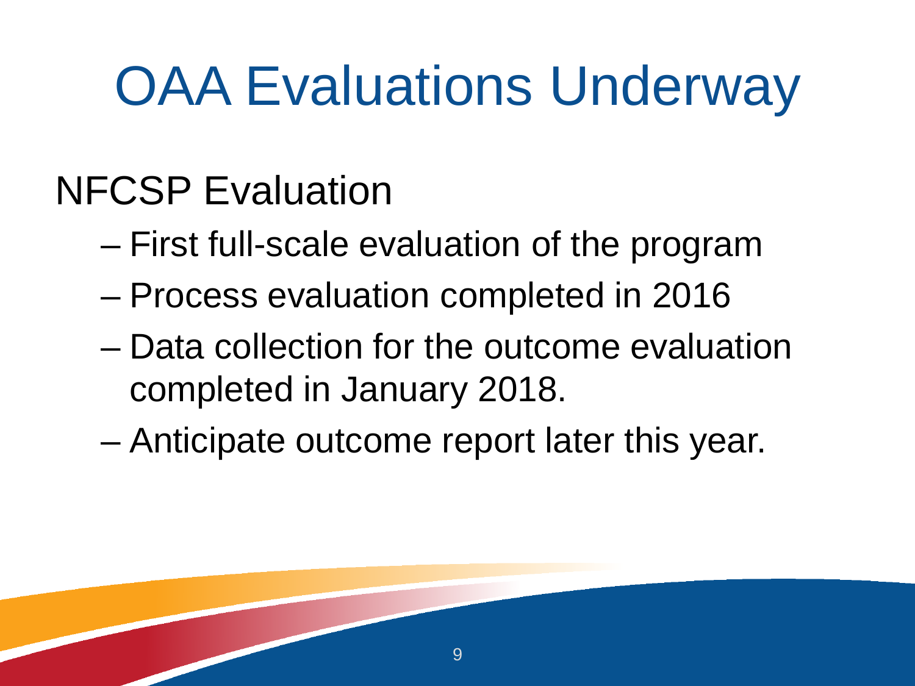# OAA Evaluations Underway

## NFCSP Evaluation

- First full-scale evaluation of the program
- Process evaluation completed in 2016
- Data collection for the outcome evaluation completed in January 2018.
- Anticipate outcome report later this year.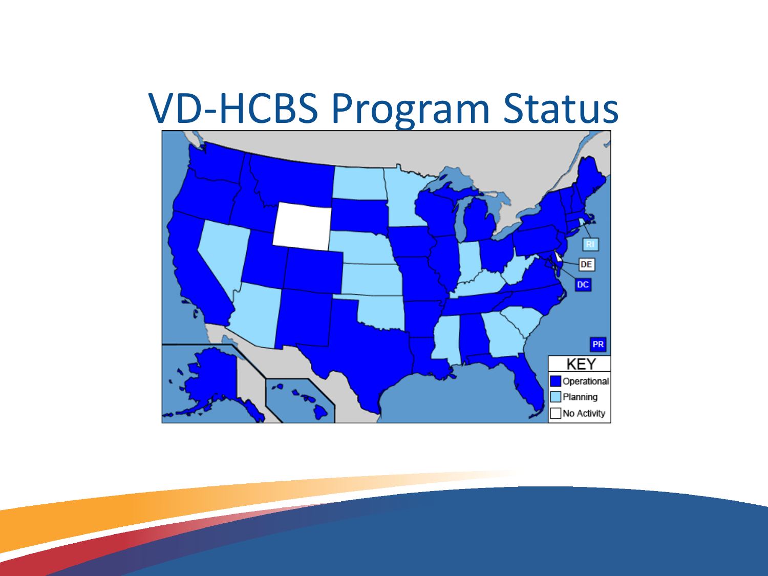# VD-HCBS Program Status

KEY

- Operational
- Planning
- No Activity

RI

DE

DC

PR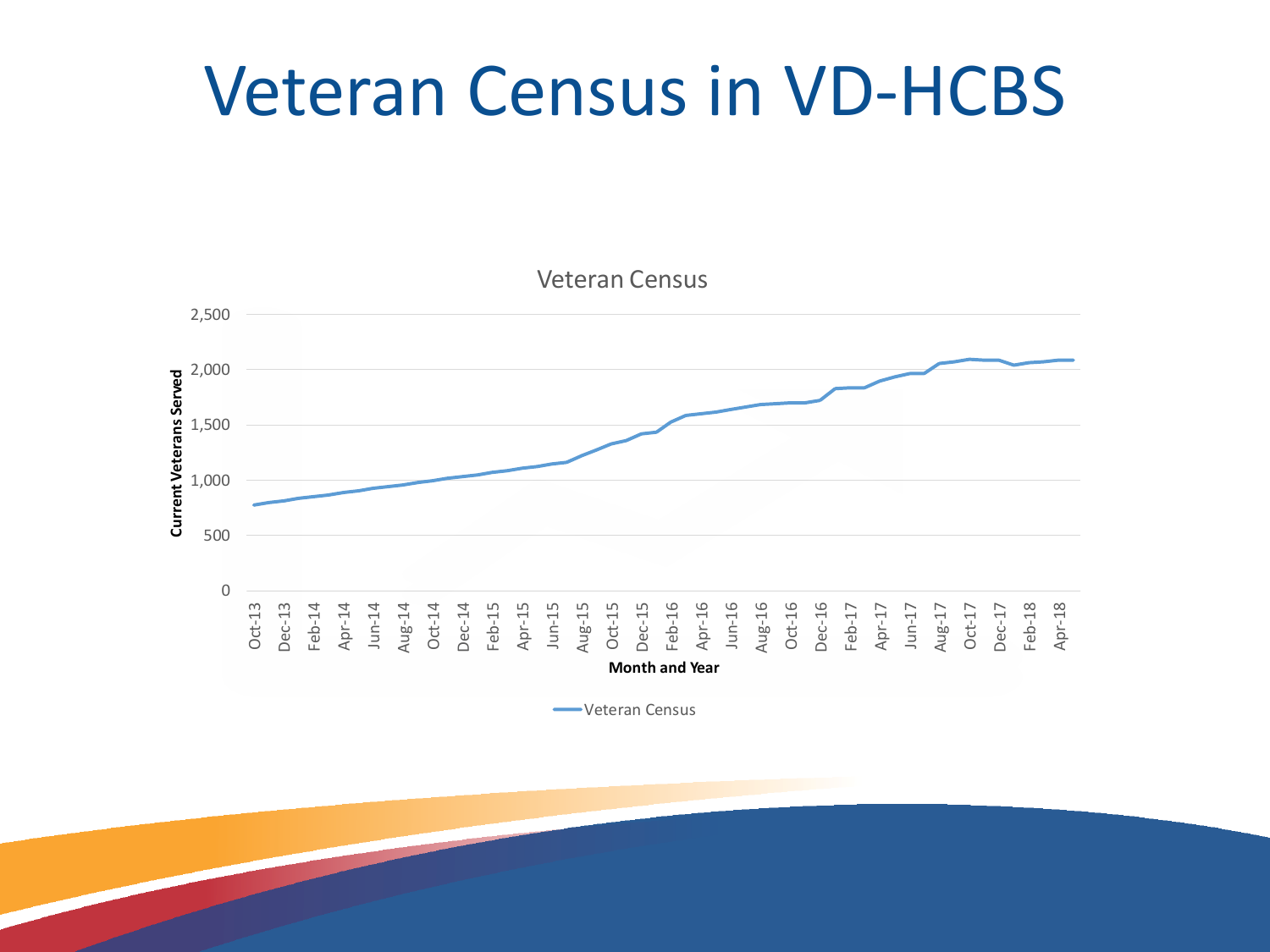# Veteran Census in VD-HCBS

Veteran Census

Current Veterans Served

2,500
2,000
1,500
1,000
500
0

Oct-13 Dec-13 Feb-14 Apr-14 Jun-14 Aug-14 Oct-14 Dec-14 Feb-15 Apr-15 Jun-15 Aug-15 Oct-15 Dec-15 Feb-16 Apr-16 Jun-16 Aug-16 Oct-16 Dec-16 Feb-17 Apr-17 Jun-17 Aug-17 Oct-17 Dec-17 Feb-18 Apr-18

Month and Year

Veteran Census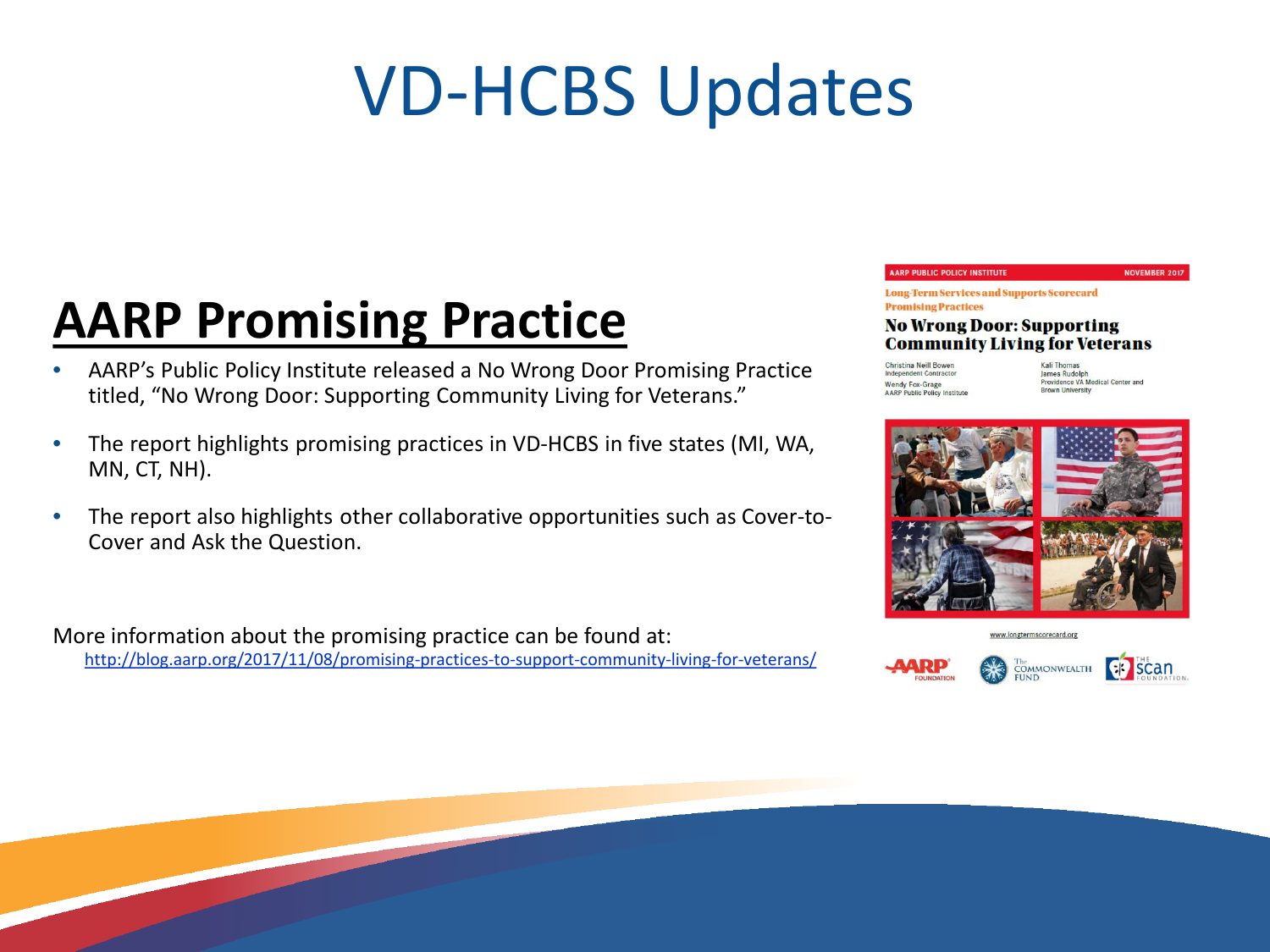# VD-HCBS Updates

## AARP Promising Practice

- AARP's Public Policy Institute released a No Wrong Door Promising Practice titled, "No Wrong Door: Supporting Community Living for Veterans."
- The report highlights promising practices in VD-HCBS in five states (MI, WA, MN, CT, NH).
- The report also highlights other collaborative opportunities such as Cover-to-Cover and Ask the Question.

AARP PUBLIC POLICY INSTITUTE NOVEMBER 2017

Long-Term Services and Supports Scorecard Promising Practices

**No Wrong Door: Supporting Community Living for Veterans**

Christina Neill Bowen, Independent Contractor
Wendy Fox-Grage, AARP Public Policy Institute
Kali Thomas, James Rudolph, Providence VA Medical Center and Brown University

www.longtermscorecard.org

AARP FOUNDATION · The COMMONWEALTH FUND · THE SCAN FOUNDATION

More information about the promising practice can be found at:
http://blog.aarp.org/2017/11/08/promising-practices-to-support-community-living-for-veterans/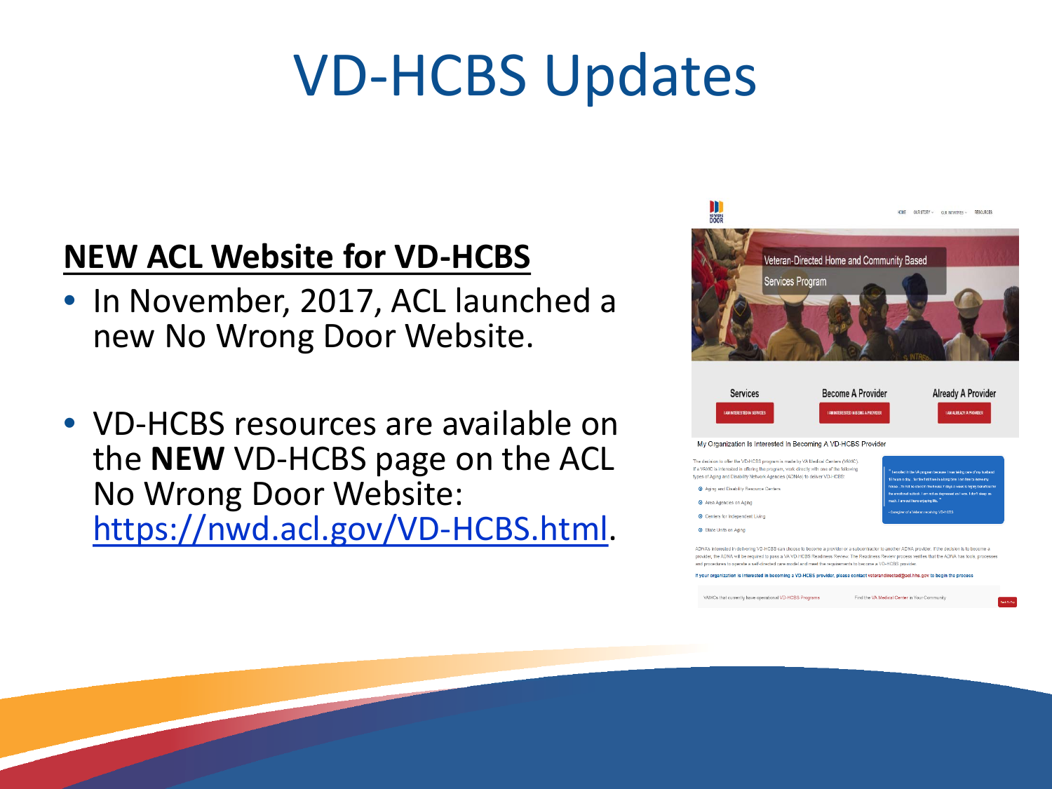# VD-HCBS Updates

**NEW ACL Website for VD-HCBS**

- In November, 2017, ACL launched a new No Wrong Door Website.
- VD-HCBS resources are available on the **NEW** VD-HCBS page on the ACL No Wrong Door Website: https://nwd.acl.gov/VD-HCBS.html.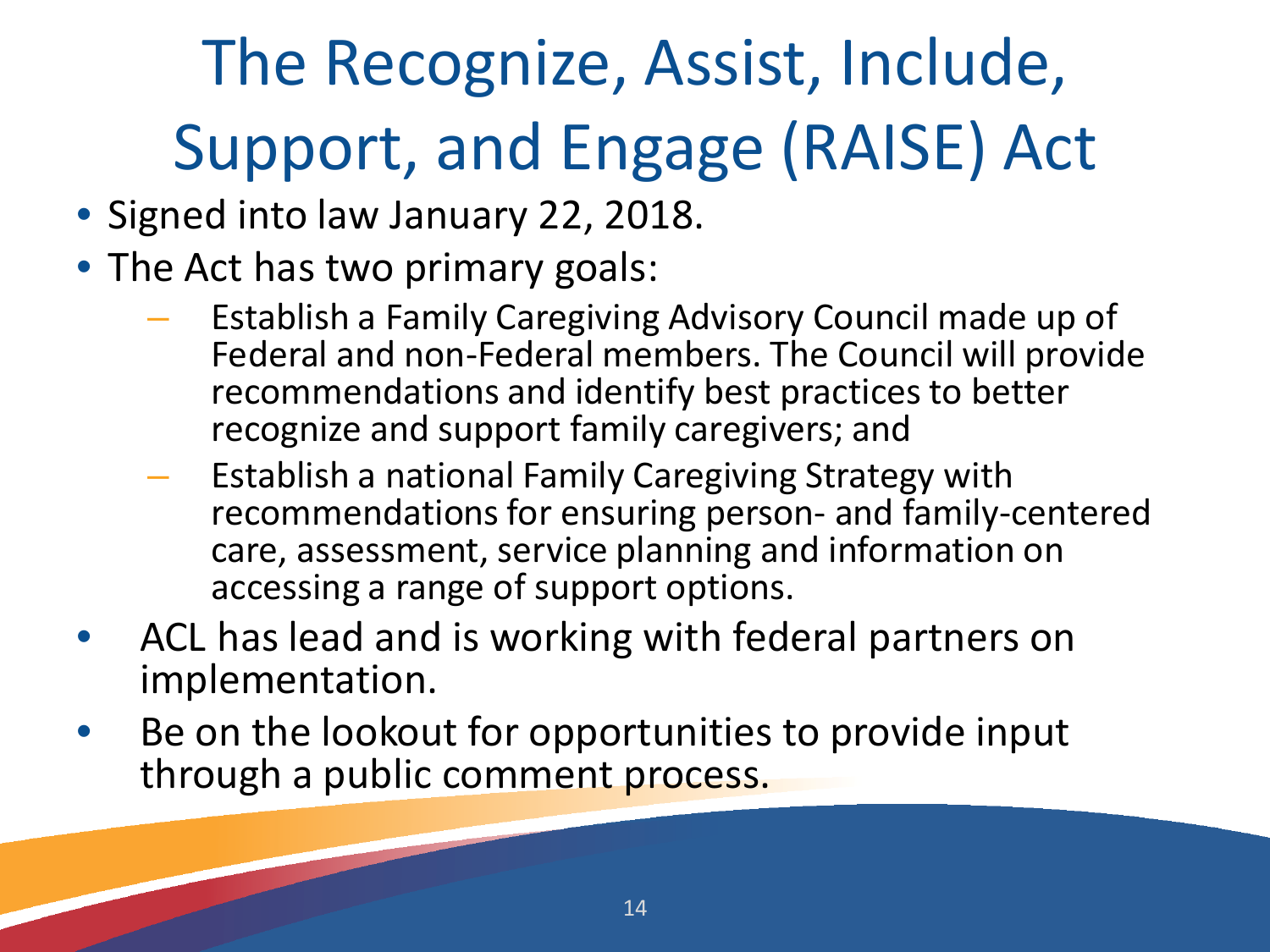# The Recognize, Assist, Include, Support, and Engage (RAISE) Act

- Signed into law January 22, 2018.
- The Act has two primary goals:
  - Establish a Family Caregiving Advisory Council made up of Federal and non-Federal members. The Council will provide recommendations and identify best practices to better recognize and support family caregivers; and
  - Establish a national Family Caregiving Strategy with recommendations for ensuring person- and family-centered care, assessment, service planning and information on accessing a range of support options.
- ACL has lead and is working with federal partners on implementation.
- Be on the lookout for opportunities to provide input through a public comment process.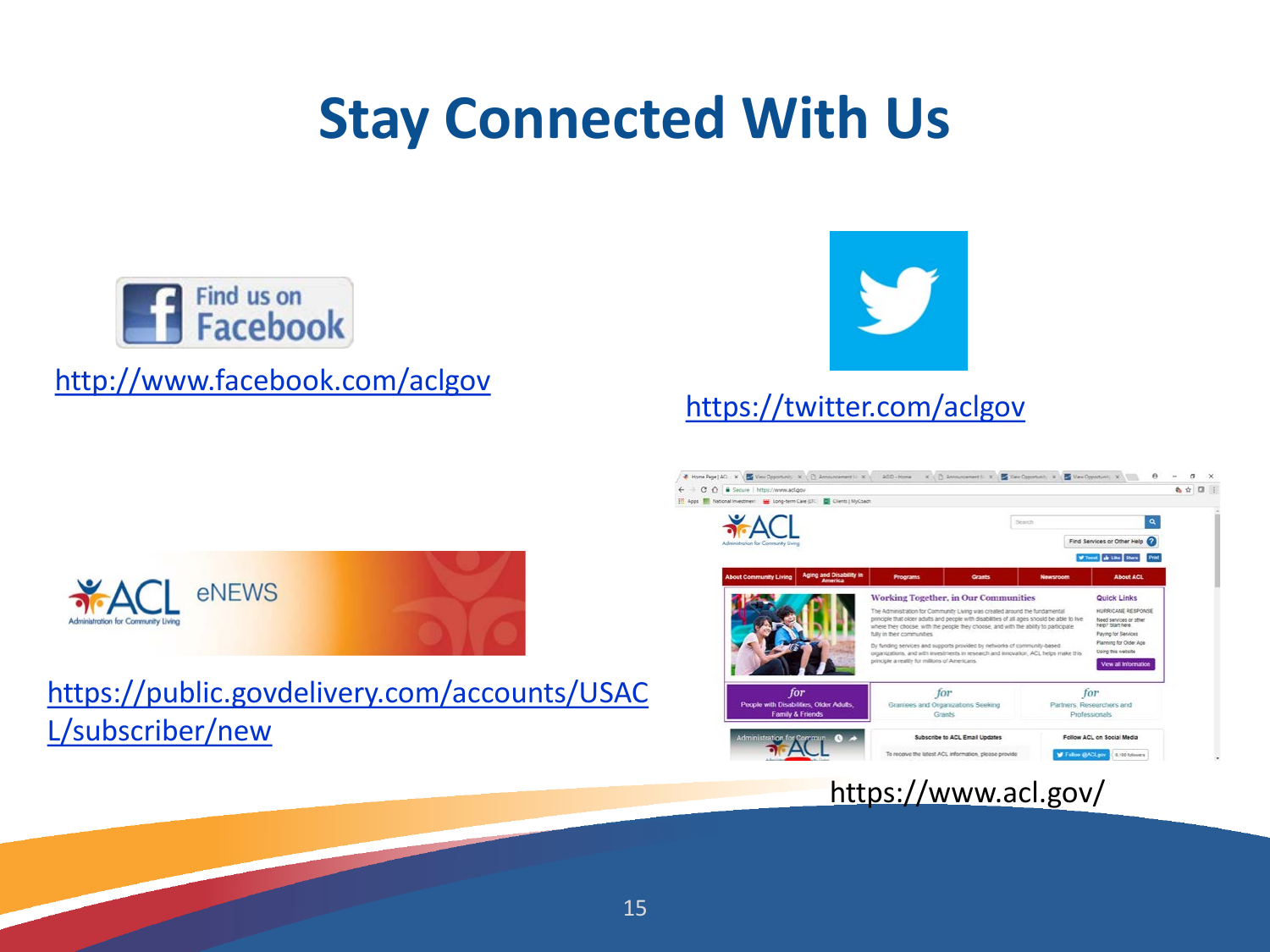# Stay Connected With Us

http://www.facebook.com/aclgov

https://twitter.com/aclgov

https://public.govdelivery.com/accounts/USACL/subscriber/new

https://www.acl.gov/